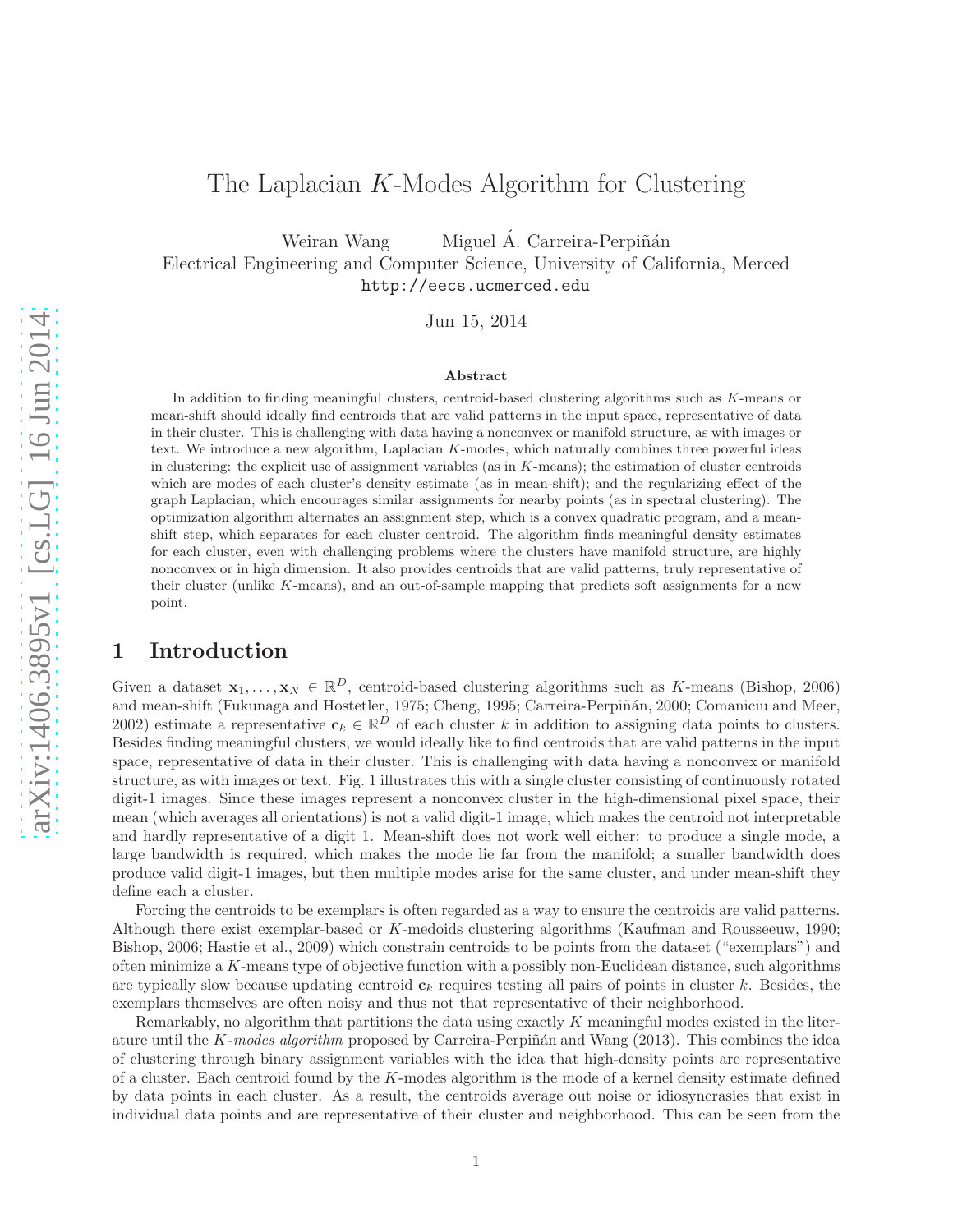# The Laplacian $K$-Modes Algorithm for Clustering

Weiran Wang    Miguel Á. Carreira-Perpiñán

Electrical Engineering and Computer Science, University of California, Merced

http://eecs.ucmerced.edu

Jun 15, 2014

### Abstract

In addition to finding meaningful clusters, centroid-based clustering algorithms such as $K$-means or mean-shift should ideally find centroids that are valid patterns in the input space, representative of data in their cluster. This is challenging with data having a nonconvex or manifold structure, as with images or text. We introduce a new algorithm, Laplacian $K$-modes, which naturally combines three powerful ideas in clustering: the explicit use of assignment variables (as in $K$-means); the estimation of cluster centroids which are modes of each cluster's density estimate (as in mean-shift); and the regularizing effect of the graph Laplacian, which encourages similar assignments for nearby points (as in spectral clustering). The optimization algorithm alternates an assignment step, which is a convex quadratic program, and a mean-shift step, which separates for each cluster centroid. The algorithm finds meaningful density estimates for each cluster, even with challenging problems where the clusters have manifold structure, are highly nonconvex or in high dimension. It also provides centroids that are valid patterns, truly representative of their cluster (unlike $K$-means), and an out-of-sample mapping that predicts soft assignments for a new point.

## 1 Introduction

Given a dataset $\mathbf{x}_1, \dots, \mathbf{x}_N \in \mathbb{R}^D$, centroid-based clustering algorithms such as $K$-means (Bishop, 2006) and mean-shift (Fukunaga and Hostetler, 1975; Cheng, 1995; Carreira-Perpiñán, 2000; Comaniciu and Meer, 2002) estimate a representative $\mathbf{c}_k \in \mathbb{R}^D$ of each cluster $k$ in addition to assigning data points to clusters. Besides finding meaningful clusters, we would ideally like to find centroids that are valid patterns in the input space, representative of data in their cluster. This is challenging with data having a nonconvex or manifold structure, as with images or text. Fig. 1 illustrates this with a single cluster consisting of continuously rotated digit-1 images. Since these images represent a nonconvex cluster in the high-dimensional pixel space, their mean (which averages all orientations) is not a valid digit-1 image, which makes the centroid not interpretable and hardly representative of a digit 1. Mean-shift does not work well either: to produce a single mode, a large bandwidth is required, which makes the mode lie far from the manifold; a smaller bandwidth does produce valid digit-1 images, but then multiple modes arise for the same cluster, and under mean-shift they define each a cluster.

Forcing the centroids to be exemplars is often regarded as a way to ensure the centroids are valid patterns. Although there exist exemplar-based or $K$-medoids clustering algorithms (Kaufman and Rousseeuw, 1990; Bishop, 2006; Hastie et al., 2009) which constrain centroids to be points from the dataset ("exemplars") and often minimize a $K$-means type of objective function with a possibly non-Euclidean distance, such algorithms are typically slow because updating centroid $\mathbf{c}_k$ requires testing all pairs of points in cluster $k$. Besides, the exemplars themselves are often noisy and thus not that representative of their neighborhood.

Remarkably, no algorithm that partitions the data using exactly $K$ meaningful modes existed in the literature until the *$K$-modes algorithm* proposed by Carreira-Perpiñán and Wang (2013). This combines the idea of clustering through binary assignment variables with the idea that high-density points are representative of a cluster. Each centroid found by the $K$-modes algorithm is the mode of a kernel density estimate defined by data points in each cluster. As a result, the centroids average out noise or idiosyncrasies that exist in individual data points and are representative of their cluster and neighborhood. This can be seen from the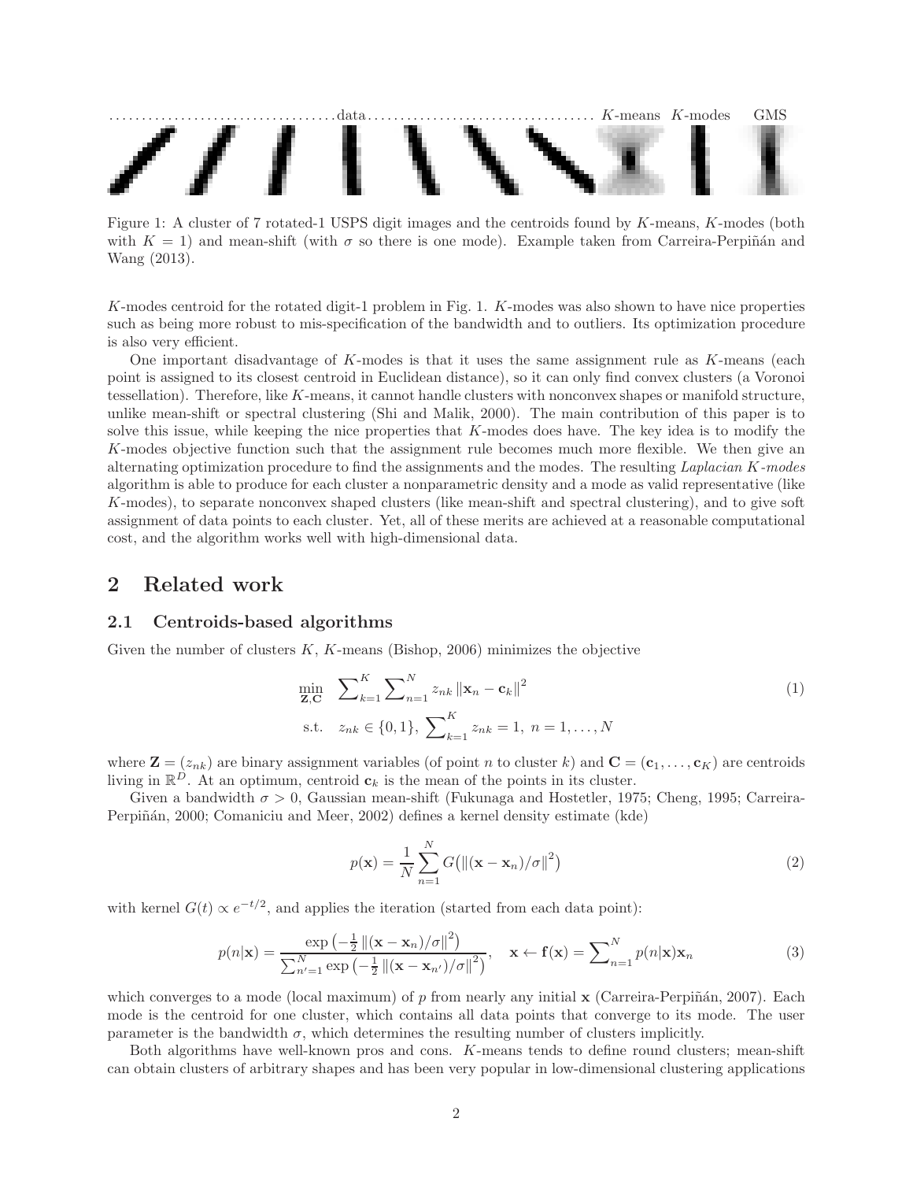Figure 1: A cluster of 7 rotated-1 USPS digit images and the centroids found by $K$-means, $K$-modes (both with $K = 1$) and mean-shift (with $\sigma$ so there is one mode). Example taken from Carreira-Perpiñán and Wang (2013).

$K$-modes centroid for the rotated digit-1 problem in Fig. 1. $K$-modes was also shown to have nice properties such as being more robust to mis-specification of the bandwidth and to outliers. Its optimization procedure is also very efficient.

One important disadvantage of $K$-modes is that it uses the same assignment rule as $K$-means (each point is assigned to its closest centroid in Euclidean distance), so it can only find convex clusters (a Voronoi tessellation). Therefore, like $K$-means, it cannot handle clusters with nonconvex shapes or manifold structure, unlike mean-shift or spectral clustering (Shi and Malik, 2000). The main contribution of this paper is to solve this issue, while keeping the nice properties that $K$-modes does have. The key idea is to modify the $K$-modes objective function such that the assignment rule becomes much more flexible. We then give an alternating optimization procedure to find the assignments and the modes. The resulting *Laplacian K-modes* algorithm is able to produce for each cluster a nonparametric density and a mode as valid representative (like $K$-modes), to separate nonconvex shaped clusters (like mean-shift and spectral clustering), and to give soft assignment of data points to each cluster. Yet, all of these merits are achieved at a reasonable computational cost, and the algorithm works well with high-dimensional data.

## 2 Related work

### 2.1 Centroids-based algorithms

Given the number of clusters $K$, $K$-means (Bishop, 2006) minimizes the objective

$$\begin{aligned} \min_{\mathbf{Z},\mathbf{C}} \quad & \sum_{k=1}^{K} \sum_{n=1}^{N} z_{nk} \left\| \mathbf{x}_n - \mathbf{c}_k \right\|^2 \\ \text{s.t.} \quad & z_{nk} \in \{0,1\}, \ \sum_{k=1}^{K} z_{nk} = 1, \ n = 1,\dots,N \end{aligned} \tag{1}$$

where $\mathbf{Z} = (z_{nk})$ are binary assignment variables (of point $n$ to cluster $k$) and $\mathbf{C} = (\mathbf{c}_1, \dots, \mathbf{c}_K)$ are centroids living in $\mathbb{R}^D$. At an optimum, centroid $\mathbf{c}_k$ is the mean of the points in its cluster.

Given a bandwidth $\sigma > 0$, Gaussian mean-shift (Fukunaga and Hostetler, 1975; Cheng, 1995; Carreira-Perpiñán, 2000; Comaniciu and Meer, 2002) defines a kernel density estimate (kde)

$$p(\mathbf{x}) = \frac{1}{N} \sum_{n=1}^{N} G\big(\left\|(\mathbf{x} - \mathbf{x}_n)/\sigma\right\|^2\big) \tag{2}$$

with kernel $G(t) \propto e^{-t/2}$, and applies the iteration (started from each data point):

$$p(n|\mathbf{x}) = \frac{\exp\left(-\frac{1}{2}\left\|(\mathbf{x} - \mathbf{x}_n)/\sigma\right\|^2\right)}{\sum_{n'=1}^{N} \exp\left(-\frac{1}{2}\left\|(\mathbf{x} - \mathbf{x}_{n'})/\sigma\right\|^2\right)}, \quad \mathbf{x} \leftarrow \mathbf{f}(\mathbf{x}) = \sum_{n=1}^{N} p(n|\mathbf{x}) \mathbf{x}_n \tag{3}$$

which converges to a mode (local maximum) of $p$ from nearly any initial $\mathbf{x}$ (Carreira-Perpiñán, 2007). Each mode is the centroid for one cluster, which contains all data points that converge to its mode. The user parameter is the bandwidth $\sigma$, which determines the resulting number of clusters implicitly.

Both algorithms have well-known pros and cons. $K$-means tends to define round clusters; mean-shift can obtain clusters of arbitrary shapes and has been very popular in low-dimensional clustering applications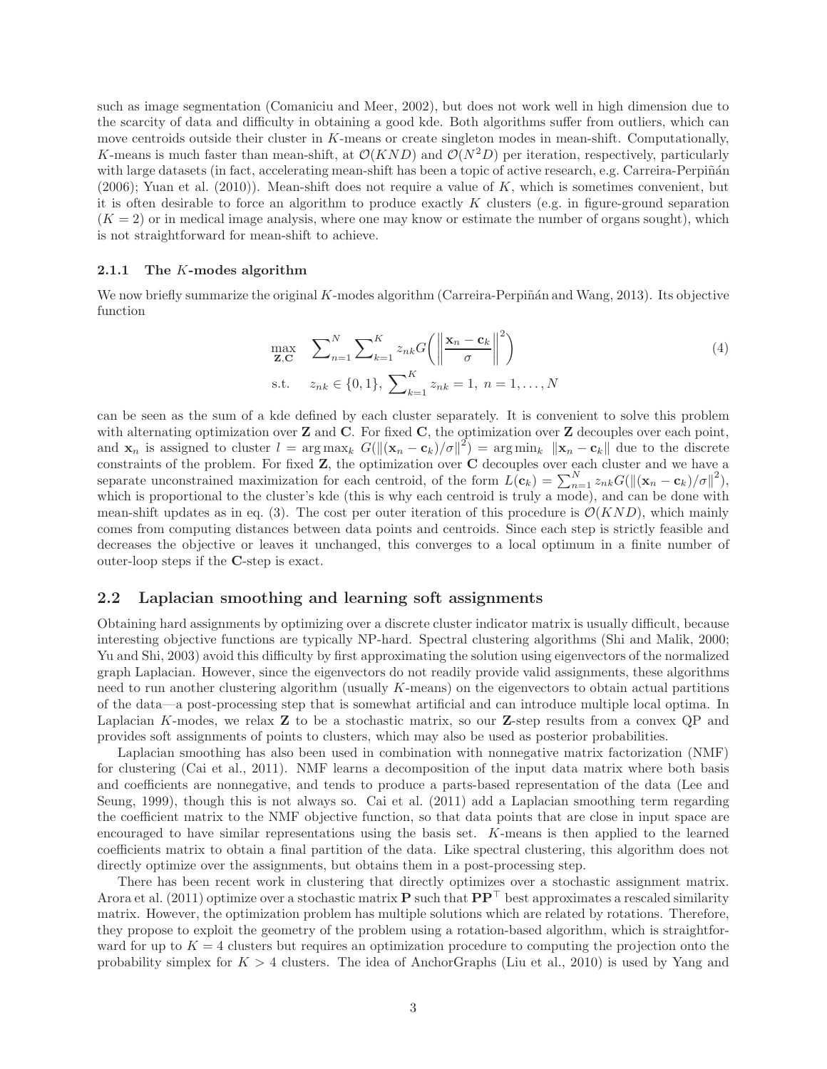such as image segmentation (Comaniciu and Meer, 2002), but does not work well in high dimension due to the scarcity of data and difficulty in obtaining a good kde. Both algorithms suffer from outliers, which can move centroids outside their cluster in $K$-means or create singleton modes in mean-shift. Computationally, $K$-means is much faster than mean-shift, at $\mathcal{O}(KND)$ and $\mathcal{O}(N^2D)$ per iteration, respectively, particularly with large datasets (in fact, accelerating mean-shift has been a topic of active research, e.g. Carreira-Perpiñán (2006); Yuan et al. (2010)). Mean-shift does not require a value of $K$, which is sometimes convenient, but it is often desirable to force an algorithm to produce exactly $K$ clusters (e.g. in figure-ground separation ($K = 2$) or in medical image analysis, where one may know or estimate the number of organs sought), which is not straightforward for mean-shift to achieve.

### 2.1.1 The $K$-modes algorithm

We now briefly summarize the original $K$-modes algorithm (Carreira-Perpiñán and Wang, 2013). Its objective function

$$
\begin{aligned}
\max_{\mathbf{Z},\mathbf{C}} \quad & \sum_{n=1}^{N} \sum_{k=1}^{K} z_{nk} G\left( \left\| \frac{\mathbf{x}_n - \mathbf{c}_k}{\sigma} \right\|^2 \right) \\
\text{s.t.} \quad & z_{nk} \in \{0,1\}, \ \sum_{k=1}^{K} z_{nk} = 1, \ n = 1, \dots, N
\end{aligned}
\tag{4}
$$

can be seen as the sum of a kde defined by each cluster separately. It is convenient to solve this problem with alternating optimization over $\mathbf{Z}$ and $\mathbf{C}$. For fixed $\mathbf{C}$, the optimization over $\mathbf{Z}$ decouples over each point, and $\mathbf{x}_n$ is assigned to cluster $l = \arg\max_k G(\|(\mathbf{x}_n - \mathbf{c}_k)/\sigma\|^2) = \arg\min_k \|\mathbf{x}_n - \mathbf{c}_k\|$ due to the discrete constraints of the problem. For fixed $\mathbf{Z}$, the optimization over $\mathbf{C}$ decouples over each cluster and we have a separate unconstrained maximization for each centroid, of the form $L(\mathbf{c}_k) = \sum_{n=1}^{N} z_{nk} G(\|(\mathbf{x}_n - \mathbf{c}_k)/\sigma\|^2)$, which is proportional to the cluster's kde (this is why each centroid is truly a mode), and can be done with mean-shift updates as in eq. (3). The cost per outer iteration of this procedure is $\mathcal{O}(KND)$, which mainly comes from computing distances between data points and centroids. Since each step is strictly feasible and decreases the objective or leaves it unchanged, this converges to a local optimum in a finite number of outer-loop steps if the $\mathbf{C}$-step is exact.

## 2.2 Laplacian smoothing and learning soft assignments

Obtaining hard assignments by optimizing over a discrete cluster indicator matrix is usually difficult, because interesting objective functions are typically NP-hard. Spectral clustering algorithms (Shi and Malik, 2000; Yu and Shi, 2003) avoid this difficulty by first approximating the solution using eigenvectors of the normalized graph Laplacian. However, since the eigenvectors do not readily provide valid assignments, these algorithms need to run another clustering algorithm (usually $K$-means) on the eigenvectors to obtain actual partitions of the data—a post-processing step that is somewhat artificial and can introduce multiple local optima. In Laplacian $K$-modes, we relax $\mathbf{Z}$ to be a stochastic matrix, so our $\mathbf{Z}$-step results from a convex QP and provides soft assignments of points to clusters, which may also be used as posterior probabilities.

Laplacian smoothing has also been used in combination with nonnegative matrix factorization (NMF) for clustering (Cai et al., 2011). NMF learns a decomposition of the input data matrix where both basis and coefficients are nonnegative, and tends to produce a parts-based representation of the data (Lee and Seung, 1999), though this is not always so. Cai et al. (2011) add a Laplacian smoothing term regarding the coefficient matrix to the NMF objective function, so that data points that are close in input space are encouraged to have similar representations using the basis set. $K$-means is then applied to the learned coefficients matrix to obtain a final partition of the data. Like spectral clustering, this algorithm does not directly optimize over the assignments, but obtains them in a post-processing step.

There has been recent work in clustering that directly optimizes over a stochastic assignment matrix. Arora et al. (2011) optimize over a stochastic matrix $\mathbf{P}$ such that $\mathbf{P}\mathbf{P}^\top$ best approximates a rescaled similarity matrix. However, the optimization problem has multiple solutions which are related by rotations. Therefore, they propose to exploit the geometry of the problem using a rotation-based algorithm, which is straightforward for up to $K = 4$ clusters but requires an optimization procedure to computing the projection onto the probability simplex for $K > 4$ clusters. The idea of AnchorGraphs (Liu et al., 2010) is used by Yang and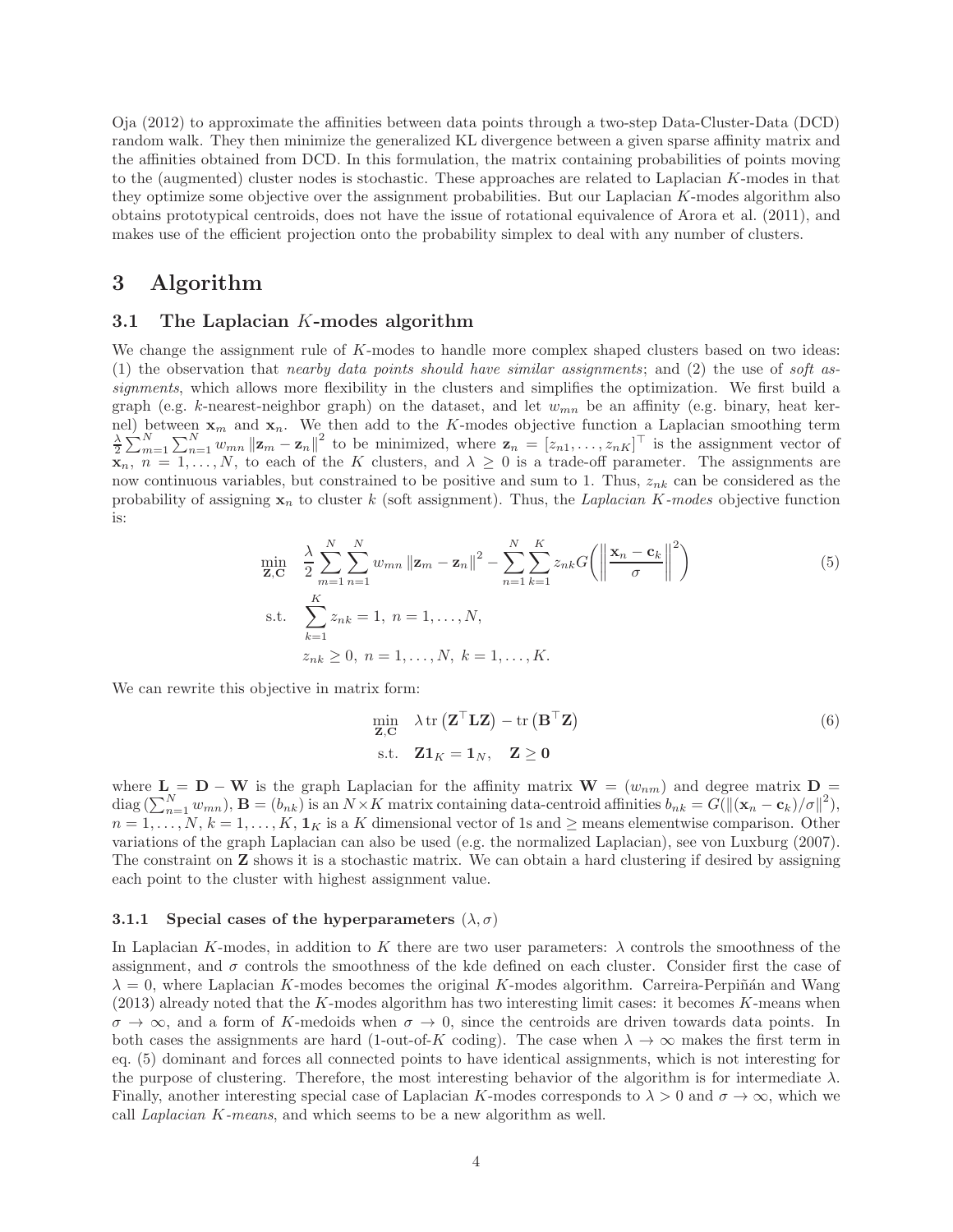Oja (2012) to approximate the affinities between data points through a two-step Data-Cluster-Data (DCD) random walk. They then minimize the generalized KL divergence between a given sparse affinity matrix and the affinities obtained from DCD. In this formulation, the matrix containing probabilities of points moving to the (augmented) cluster nodes is stochastic. These approaches are related to Laplacian $K$-modes in that they optimize some objective over the assignment probabilities. But our Laplacian $K$-modes algorithm also obtains prototypical centroids, does not have the issue of rotational equivalence of Arora et al. (2011), and makes use of the efficient projection onto the probability simplex to deal with any number of clusters.

# 3 Algorithm

## 3.1 The Laplacian $K$-modes algorithm

We change the assignment rule of $K$-modes to handle more complex shaped clusters based on two ideas: (1) the observation that *nearby data points should have similar assignments*; and (2) the use of *soft assignments*, which allows more flexibility in the clusters and simplifies the optimization. We first build a graph (e.g. $k$-nearest-neighbor graph) on the dataset, and let $w_{mn}$ be an affinity (e.g. binary, heat kernel) between $\mathbf{x}_m$ and $\mathbf{x}_n$. We then add to the $K$-modes objective function a Laplacian smoothing term $\frac{\lambda}{2}\sum_{m=1}^N \sum_{n=1}^N w_{mn} \left\|\mathbf{z}_m - \mathbf{z}_n\right\|^2$ to be minimized, where $\mathbf{z}_n = [z_{n1}, \dots, z_{nK}]^\top$ is the assignment vector of $\mathbf{x}_n$, $n = 1, \dots, N$, to each of the $K$ clusters, and $\lambda \geq 0$ is a trade-off parameter. The assignments are now continuous variables, but constrained to be positive and sum to 1. Thus, $z_{nk}$ can be considered as the probability of assigning $\mathbf{x}_n$ to cluster $k$ (soft assignment). Thus, the *Laplacian $K$-modes* objective function is:

$$
\begin{aligned}
\min_{\mathbf{Z},\mathbf{C}} \quad & \frac{\lambda}{2} \sum_{m=1}^N \sum_{n=1}^N w_{mn} \left\|\mathbf{z}_m - \mathbf{z}_n\right\|^2 - \sum_{n=1}^N \sum_{k=1}^K z_{nk} G\left(\left\|\frac{\mathbf{x}_n - \mathbf{c}_k}{\sigma}\right\|^2\right) \\
\text{s.t.} \quad & \sum_{k=1}^K z_{nk} = 1,\ n = 1, \dots, N, \\
& z_{nk} \geq 0,\ n = 1, \dots, N,\ k = 1, \dots, K.
\end{aligned}
\tag{5}
$$

We can rewrite this objective in matrix form:

$$
\begin{aligned}
\min_{\mathbf{Z},\mathbf{C}} \quad & \lambda \operatorname{tr}\left(\mathbf{Z}^\top \mathbf{L} \mathbf{Z}\right) - \operatorname{tr}\left(\mathbf{B}^\top \mathbf{Z}\right) \\
\text{s.t.} \quad & \mathbf{Z}\mathbf{1}_K = \mathbf{1}_N, \quad \mathbf{Z} \geq \mathbf{0}
\end{aligned}
\tag{6}
$$

where $\mathbf{L} = \mathbf{D} - \mathbf{W}$ is the graph Laplacian for the affinity matrix $\mathbf{W} = (w_{nm})$ and degree matrix $\mathbf{D} = \operatorname{diag}\left(\sum_{n=1}^N w_{mn}\right)$, $\mathbf{B} = (b_{nk})$ is an $N \times K$ matrix containing data-centroid affinities $b_{nk} = G(\left\|(\mathbf{x}_n - \mathbf{c}_k)/\sigma\right\|^2)$, $n = 1, \dots, N$, $k = 1, \dots, K$, $\mathbf{1}_K$ is a $K$ dimensional vector of 1s and $\geq$ means elementwise comparison. Other variations of the graph Laplacian can also be used (e.g. the normalized Laplacian), see von Luxburg (2007). The constraint on $\mathbf{Z}$ shows it is a stochastic matrix. We can obtain a hard clustering if desired by assigning each point to the cluster with highest assignment value.

### 3.1.1 Special cases of the hyperparameters $(\lambda, \sigma)$

In Laplacian $K$-modes, in addition to $K$ there are two user parameters: $\lambda$ controls the smoothness of the assignment, and $\sigma$ controls the smoothness of the kde defined on each cluster. Consider first the case of $\lambda = 0$, where Laplacian $K$-modes becomes the original $K$-modes algorithm. Carreira-Perpiñán and Wang (2013) already noted that the $K$-modes algorithm has two interesting limit cases: it becomes $K$-means when $\sigma \to \infty$, and a form of $K$-medoids when $\sigma \to 0$, since the centroids are driven towards data points. In both cases the assignments are hard (1-out-of-$K$ coding). The case when $\lambda \to \infty$ makes the first term in eq. (5) dominant and forces all connected points to have identical assignments, which is not interesting for the purpose of clustering. Therefore, the most interesting behavior of the algorithm is for intermediate $\lambda$. Finally, another interesting special case of Laplacian $K$-modes corresponds to $\lambda > 0$ and $\sigma \to \infty$, which we call *Laplacian $K$-means*, and which seems to be a new algorithm as well.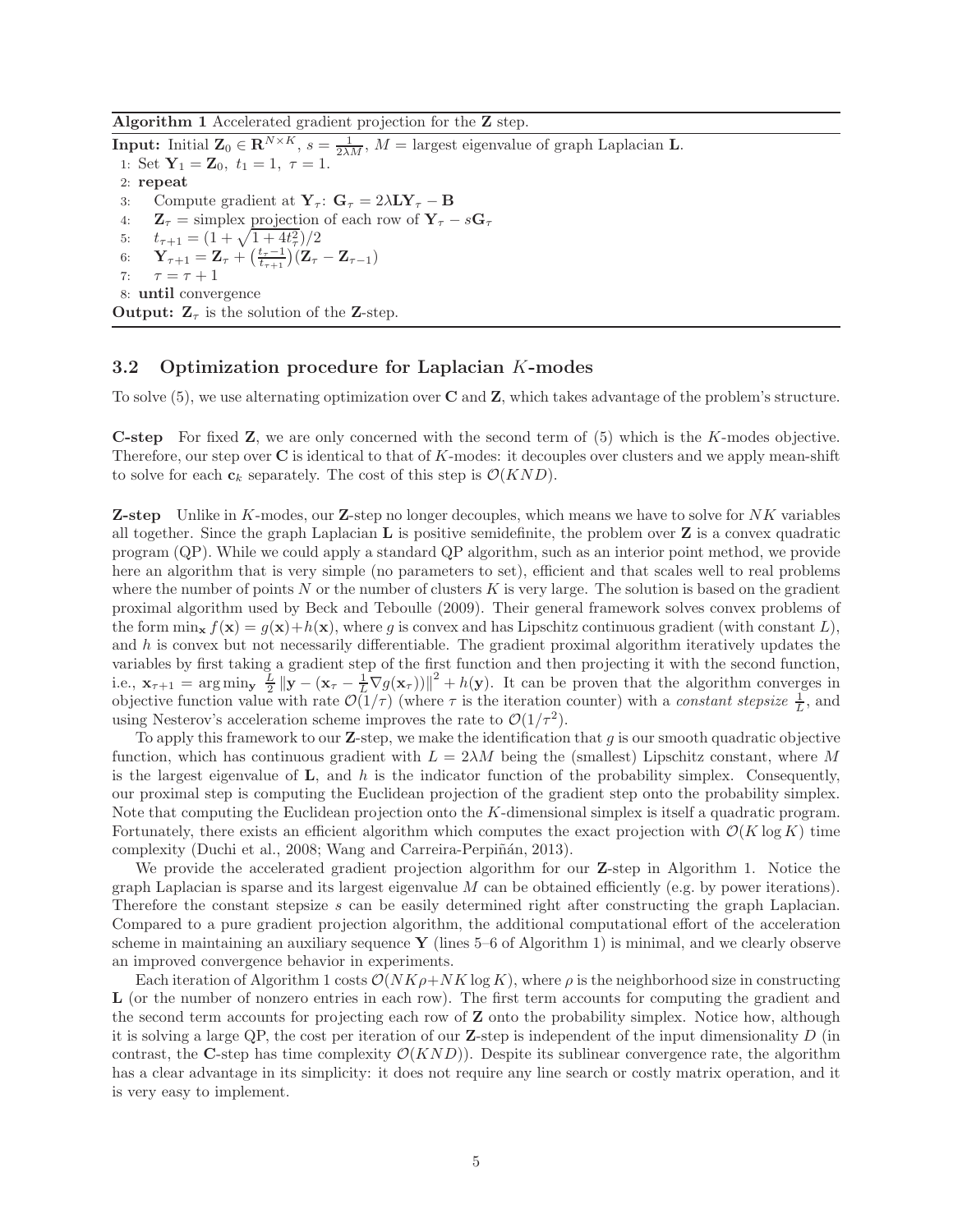**Algorithm 1** Accelerated gradient projection for the **Z** step.

---

**Input:** Initial $\mathbf{Z}_0 \in \mathbf{R}^{N \times K}$, $s = \frac{1}{2\lambda M}$, $M$ = largest eigenvalue of graph Laplacian $\mathbf{L}$.

1: Set $\mathbf{Y}_1 = \mathbf{Z}_0,\ t_1 = 1,\ \tau = 1$.
2: **repeat**
3: Compute gradient at $\mathbf{Y}_\tau$: $\mathbf{G}_\tau = 2\lambda \mathbf{L}\mathbf{Y}_\tau - \mathbf{B}$
4: $\mathbf{Z}_\tau$ = simplex projection of each row of $\mathbf{Y}_\tau - s\mathbf{G}_\tau$
5: $t_{\tau+1} = (1 + \sqrt{1 + 4t_\tau^2})/2$
6: $\mathbf{Y}_{\tau+1} = \mathbf{Z}_\tau + \left(\frac{t_\tau - 1}{t_{\tau+1}}\right)(\mathbf{Z}_\tau - \mathbf{Z}_{\tau-1})$
7: $\tau = \tau + 1$
8: **until** convergence

**Output:** $\mathbf{Z}_\tau$ is the solution of the **Z**-step.

---

### 3.2 Optimization procedure for Laplacian $K$-modes

To solve (5), we use alternating optimization over $\mathbf{C}$ and $\mathbf{Z}$, which takes advantage of the problem's structure.

**C-step** For fixed $\mathbf{Z}$, we are only concerned with the second term of (5) which is the $K$-modes objective. Therefore, our step over $\mathbf{C}$ is identical to that of $K$-modes: it decouples over clusters and we apply mean-shift to solve for each $\mathbf{c}_k$ separately. The cost of this step is $\mathcal{O}(KND)$.

**Z-step** Unlike in $K$-modes, our $\mathbf{Z}$-step no longer decouples, which means we have to solve for $NK$ variables all together. Since the graph Laplacian $\mathbf{L}$ is positive semidefinite, the problem over $\mathbf{Z}$ is a convex quadratic program (QP). While we could apply a standard QP algorithm, such as an interior point method, we provide here an algorithm that is very simple (no parameters to set), efficient and that scales well to real problems where the number of points $N$ or the number of clusters $K$ is very large. The solution is based on the gradient proximal algorithm used by Beck and Teboulle (2009). Their general framework solves convex problems of the form $\min_\mathbf{x} f(\mathbf{x}) = g(\mathbf{x}) + h(\mathbf{x})$, where $g$ is convex and has Lipschitz continuous gradient (with constant $L$), and $h$ is convex but not necessarily differentiable. The gradient proximal algorithm iteratively updates the variables by first taking a gradient step of the first function and then projecting it with the second function, i.e., $\mathbf{x}_{\tau+1} = \arg\min_\mathbf{y} \frac{L}{2} \left\| \mathbf{y} - (\mathbf{x}_\tau - \frac{1}{L}\nabla g(\mathbf{x}_\tau)) \right\|^2 + h(\mathbf{y})$. It can be proven that the algorithm converges in objective function value with rate $\mathcal{O}(1/\tau)$ (where $\tau$ is the iteration counter) with a *constant stepsize* $\frac{1}{L}$, and using Nesterov's acceleration scheme improves the rate to $\mathcal{O}(1/\tau^2)$.

To apply this framework to our $\mathbf{Z}$-step, we make the identification that $g$ is our smooth quadratic objective function, which has continuous gradient with $L = 2\lambda M$ being the (smallest) Lipschitz constant, where $M$ is the largest eigenvalue of $\mathbf{L}$, and $h$ is the indicator function of the probability simplex. Consequently, our proximal step is computing the Euclidean projection of the gradient step onto the probability simplex. Note that computing the Euclidean projection onto the $K$-dimensional simplex is itself a quadratic program. Fortunately, there exists an efficient algorithm which computes the exact projection with $\mathcal{O}(K \log K)$ time complexity (Duchi et al., 2008; Wang and Carreira-Perpiñán, 2013).

We provide the accelerated gradient projection algorithm for our $\mathbf{Z}$-step in Algorithm 1. Notice the graph Laplacian is sparse and its largest eigenvalue $M$ can be obtained efficiently (e.g. by power iterations). Therefore the constant stepsize $s$ can be easily determined right after constructing the graph Laplacian. Compared to a pure gradient projection algorithm, the additional computational effort of the acceleration scheme in maintaining an auxiliary sequence $\mathbf{Y}$ (lines 5–6 of Algorithm 1) is minimal, and we clearly observe an improved convergence behavior in experiments.

Each iteration of Algorithm 1 costs $\mathcal{O}(NK\rho + NK \log K)$, where $\rho$ is the neighborhood size in constructing $\mathbf{L}$ (or the number of nonzero entries in each row). The first term accounts for computing the gradient and the second term accounts for projecting each row of $\mathbf{Z}$ onto the probability simplex. Notice how, although it is solving a large QP, the cost per iteration of our $\mathbf{Z}$-step is independent of the input dimensionality $D$ (in contrast, the $\mathbf{C}$-step has time complexity $\mathcal{O}(KND)$). Despite its sublinear convergence rate, the algorithm has a clear advantage in its simplicity: it does not require any line search or costly matrix operation, and it is very easy to implement.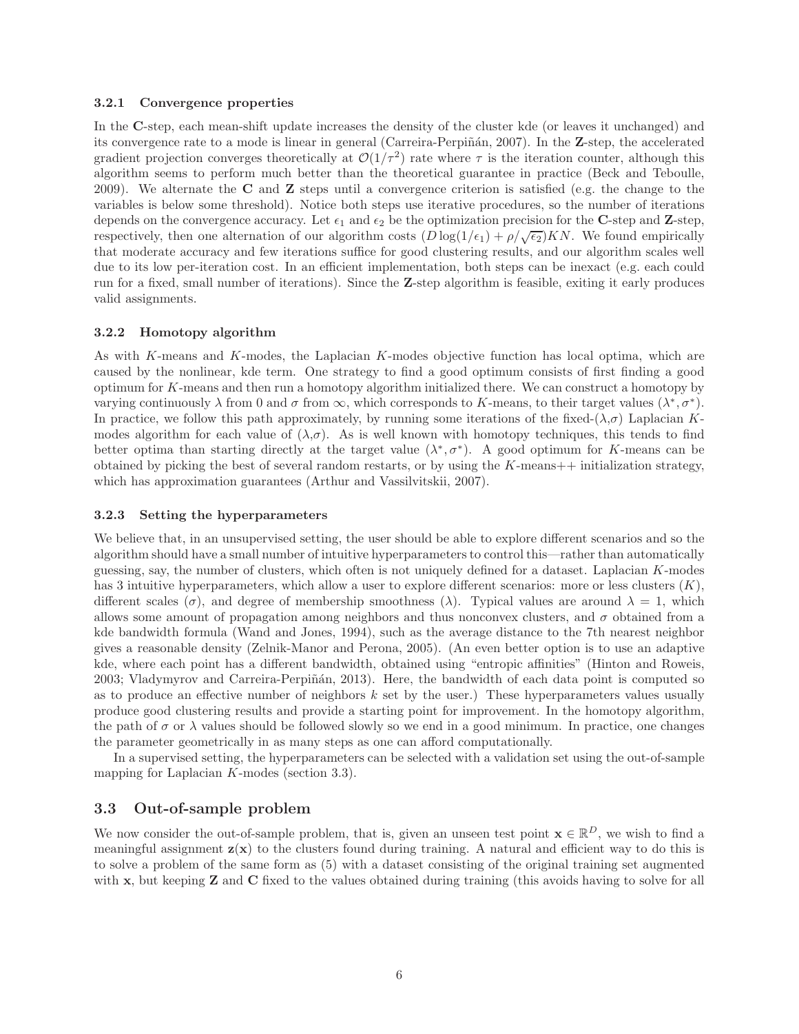#### 3.2.1 Convergence properties

In the **C**-step, each mean-shift update increases the density of the cluster kde (or leaves it unchanged) and its convergence rate to a mode is linear in general (Carreira-Perpiñán, 2007). In the **Z**-step, the accelerated gradient projection converges theoretically at $\mathcal{O}(1/\tau^2)$ rate where $\tau$ is the iteration counter, although this algorithm seems to perform much better than the theoretical guarantee in practice (Beck and Teboulle, 2009). We alternate the **C** and **Z** steps until a convergence criterion is satisfied (e.g. the change to the variables is below some threshold). Notice both steps use iterative procedures, so the number of iterations depends on the convergence accuracy. Let $\epsilon_1$ and $\epsilon_2$ be the optimization precision for the **C**-step and **Z**-step, respectively, then one alternation of our algorithm costs $(D\log(1/\epsilon_1) + \rho/\sqrt{\epsilon_2})KN$. We found empirically that moderate accuracy and few iterations suffice for good clustering results, and our algorithm scales well due to its low per-iteration cost. In an efficient implementation, both steps can be inexact (e.g. each could run for a fixed, small number of iterations). Since the **Z**-step algorithm is feasible, exiting it early produces valid assignments.

#### 3.2.2 Homotopy algorithm

As with $K$-means and $K$-modes, the Laplacian $K$-modes objective function has local optima, which are caused by the nonlinear, kde term. One strategy to find a good optimum consists of first finding a good optimum for $K$-means and then run a homotopy algorithm initialized there. We can construct a homotopy by varying continuously $\lambda$ from 0 and $\sigma$ from $\infty$, which corresponds to $K$-means, to their target values $(\lambda^*, \sigma^*)$. In practice, we follow this path approximately, by running some iterations of the fixed-$(\lambda,\sigma)$ Laplacian $K$-modes algorithm for each value of $(\lambda,\sigma)$. As is well known with homotopy techniques, this tends to find better optima than starting directly at the target value $(\lambda^*, \sigma^*)$. A good optimum for $K$-means can be obtained by picking the best of several random restarts, or by using the $K$-means++ initialization strategy, which has approximation guarantees (Arthur and Vassilvitskii, 2007).

#### 3.2.3 Setting the hyperparameters

We believe that, in an unsupervised setting, the user should be able to explore different scenarios and so the algorithm should have a small number of intuitive hyperparameters to control this—rather than automatically guessing, say, the number of clusters, which often is not uniquely defined for a dataset. Laplacian $K$-modes has 3 intuitive hyperparameters, which allow a user to explore different scenarios: more or less clusters ($K$), different scales ($\sigma$), and degree of membership smoothness ($\lambda$). Typical values are around $\lambda = 1$, which allows some amount of propagation among neighbors and thus nonconvex clusters, and $\sigma$ obtained from a kde bandwidth formula (Wand and Jones, 1994), such as the average distance to the 7th nearest neighbor gives a reasonable density (Zelnik-Manor and Perona, 2005). (An even better option is to use an adaptive kde, where each point has a different bandwidth, obtained using "entropic affinities" (Hinton and Roweis, 2003; Vladymyrov and Carreira-Perpiñán, 2013). Here, the bandwidth of each data point is computed so as to produce an effective number of neighbors $k$ set by the user.) These hyperparameters values usually produce good clustering results and provide a starting point for improvement. In the homotopy algorithm, the path of $\sigma$ or $\lambda$ values should be followed slowly so we end in a good minimum. In practice, one changes the parameter geometrically in as many steps as one can afford computationally.

In a supervised setting, the hyperparameters can be selected with a validation set using the out-of-sample mapping for Laplacian $K$-modes (section 3.3).

### 3.3 Out-of-sample problem

We now consider the out-of-sample problem, that is, given an unseen test point $\mathbf{x} \in \mathbb{R}^D$, we wish to find a meaningful assignment $\mathbf{z}(\mathbf{x})$ to the clusters found during training. A natural and efficient way to do this is to solve a problem of the same form as (5) with a dataset consisting of the original training set augmented with $\mathbf{x}$, but keeping **Z** and **C** fixed to the values obtained during training (this avoids having to solve for all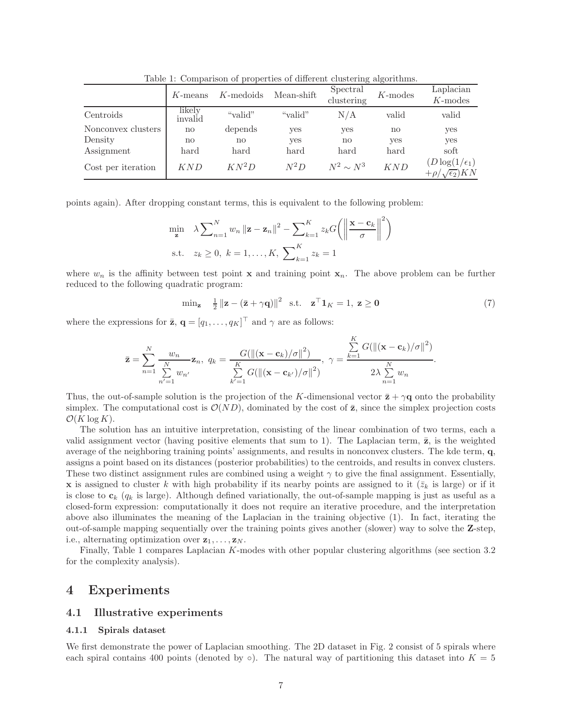Table 1: Comparison of properties of different clustering algorithms.

| | $K$-means | $K$-medoids | Mean-shift | Spectral clustering | $K$-modes | Laplacian $K$-modes |
|---|---|---|---|---|---|---|
| Centroids | likely invalid | "valid" | "valid" | N/A | valid | valid |
| Nonconvex clusters | no | depends | yes | yes | no | yes |
| Density | no | no | yes | no | yes | yes |
| Assignment | hard | hard | hard | hard | hard | soft |
| Cost per iteration | $KND$ | $KN^2D$ | $N^2D$ | $N^2 \sim N^3$ | $KND$ | $(D\log(1/\epsilon_1) + \rho/\sqrt{\epsilon_2})KN$ |

points again). After dropping constant terms, this is equivalent to the following problem:

$$
\begin{aligned}
\min_{\mathbf{z}} \quad & \lambda \sum_{n=1}^{N} w_n \left\|\mathbf{z} - \mathbf{z}_n\right\|^2 - \sum_{k=1}^{K} z_k G\left(\left\|\frac{\mathbf{x} - \mathbf{c}_k}{\sigma}\right\|^2\right) \\
\text{s.t.} \quad & z_k \geq 0,\ k = 1, \dots, K,\ \sum_{k=1}^{K} z_k = 1
\end{aligned}
$$

where $w_n$ is the affinity between test point $\mathbf{x}$ and training point $\mathbf{x}_n$. The above problem can be further reduced to the following quadratic program:

$$
\min_{\mathbf{z}} \quad \tfrac{1}{2} \left\|\mathbf{z} - (\bar{\mathbf{z}} + \gamma \mathbf{q})\right\|^2 \quad \text{s.t.} \quad \mathbf{z}^\top \mathbf{1}_K = 1,\ \mathbf{z} \geq \mathbf{0} \tag{7}
$$

where the expressions for $\bar{\mathbf{z}}$, $\mathbf{q} = [q_1, \dots, q_K]^\top$ and $\gamma$ are as follows:

$$
\bar{\mathbf{z}} = \sum_{n=1}^{N} \frac{w_n}{\sum_{n'=1}^{N} w_{n'}} \mathbf{z}_n,\ q_k = \frac{G(\|(\mathbf{x} - \mathbf{c}_k)/\sigma\|^2)}{\sum_{k'=1}^{K} G(\|(\mathbf{x} - \mathbf{c}_{k'})/\sigma\|^2)},\ \gamma = \frac{\sum_{k=1}^{K} G(\|(\mathbf{x} - \mathbf{c}_k)/\sigma\|^2)}{2\lambda \sum_{n=1}^{N} w_n}.
$$

Thus, the out-of-sample solution is the projection of the $K$-dimensional vector $\bar{\mathbf{z}} + \gamma \mathbf{q}$ onto the probability simplex. The computational cost is $\mathcal{O}(ND)$, dominated by the cost of $\bar{\mathbf{z}}$, since the simplex projection costs $\mathcal{O}(K \log K)$.

The solution has an intuitive interpretation, consisting of the linear combination of two terms, each a valid assignment vector (having positive elements that sum to 1). The Laplacian term, $\bar{\mathbf{z}}$, is the weighted average of the neighboring training points' assignments, and results in nonconvex clusters. The kde term, $\mathbf{q}$, assigns a point based on its distances (posterior probabilities) to the centroids, and results in convex clusters. These two distinct assignment rules are combined using a weight $\gamma$ to give the final assignment. Essentially, $\mathbf{x}$ is assigned to cluster $k$ with high probability if its nearby points are assigned to it ($\bar{z}_k$ is large) or if it is close to $\mathbf{c}_k$ ($q_k$ is large). Although defined variationally, the out-of-sample mapping is just as useful as a closed-form expression: computationally it does not require an iterative procedure, and the interpretation above also illuminates the meaning of the Laplacian in the training objective (1). In fact, iterating the out-of-sample mapping sequentially over the training points gives another (slower) way to solve the $\mathbf{Z}$-step, i.e., alternating optimization over $\mathbf{z}_1, \dots, \mathbf{z}_N$.

Finally, Table 1 compares Laplacian $K$-modes with other popular clustering algorithms (see section 3.2 for the complexity analysis).

# 4 Experiments

## 4.1 Illustrative experiments

### 4.1.1 Spirals dataset

We first demonstrate the power of Laplacian smoothing. The 2D dataset in Fig. 2 consist of 5 spirals where each spiral contains 400 points (denoted by $\circ$). The natural way of partitioning this dataset into $K = 5$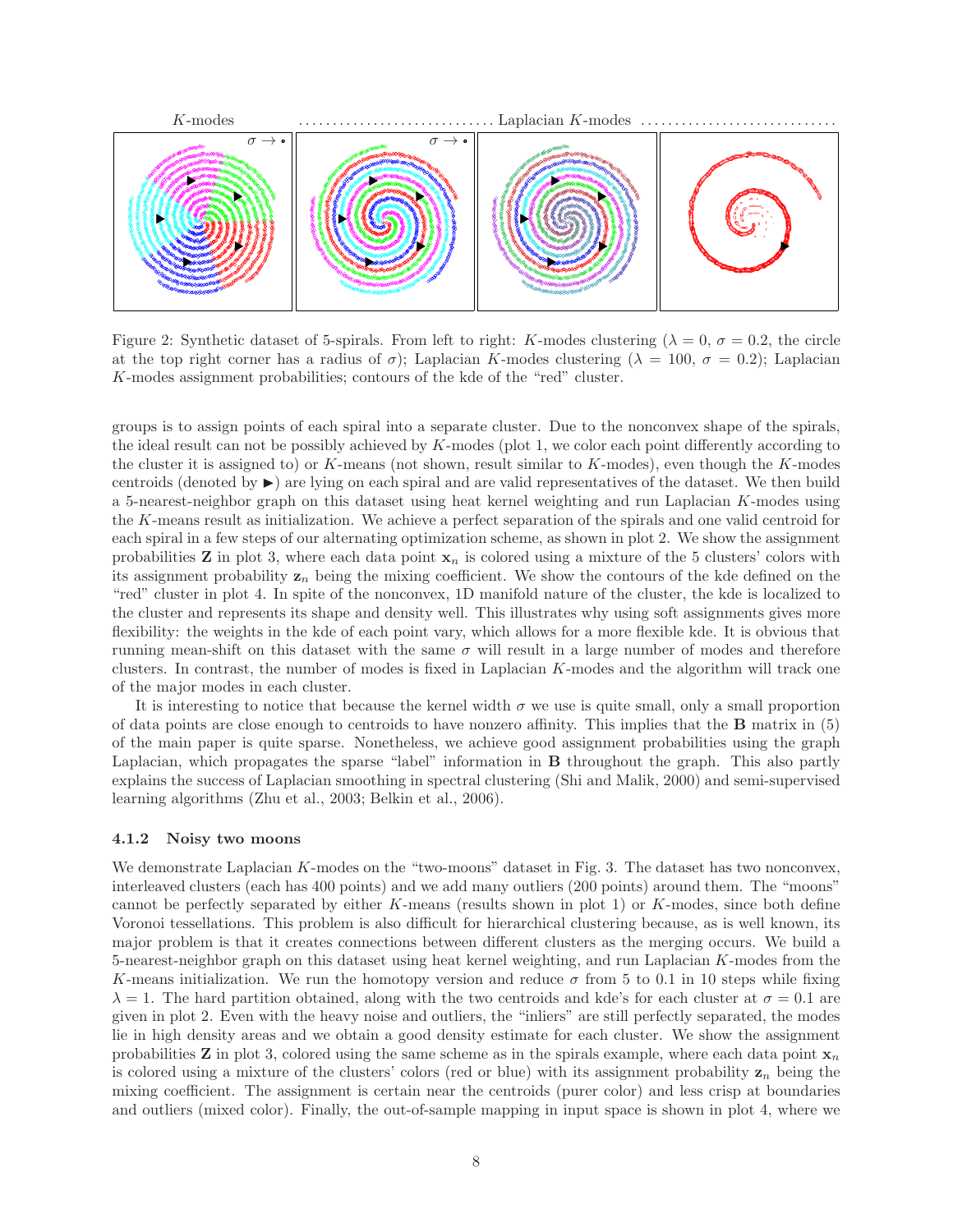Figure 2: Synthetic dataset of 5-spirals. From left to right: $K$-modes clustering ($\lambda = 0$, $\sigma = 0.2$, the circle at the top right corner has a radius of $\sigma$); Laplacian $K$-modes clustering ($\lambda = 100$, $\sigma = 0.2$); Laplacian $K$-modes assignment probabilities; contours of the kde of the "red" cluster.

groups is to assign points of each spiral into a separate cluster. Due to the nonconvex shape of the spirals, the ideal result can not be possibly achieved by $K$-modes (plot 1, we color each point differently according to the cluster it is assigned to) or $K$-means (not shown, result similar to $K$-modes), even though the $K$-modes centroids (denoted by ▶) are lying on each spiral and are valid representatives of the dataset. We then build a 5-nearest-neighbor graph on this dataset using heat kernel weighting and run Laplacian $K$-modes using the $K$-means result as initialization. We achieve a perfect separation of the spirals and one valid centroid for each spiral in a few steps of our alternating optimization scheme, as shown in plot 2. We show the assignment probabilities $\mathbf{Z}$ in plot 3, where each data point $\mathbf{x}_n$ is colored using a mixture of the 5 clusters' colors with its assignment probability $\mathbf{z}_n$ being the mixing coefficient. We show the contours of the kde defined on the "red" cluster in plot 4. In spite of the nonconvex, 1D manifold nature of the cluster, the kde is localized to the cluster and represents its shape and density well. This illustrates why using soft assignments gives more flexibility: the weights in the kde of each point vary, which allows for a more flexible kde. It is obvious that running mean-shift on this dataset with the same $\sigma$ will result in a large number of modes and therefore clusters. In contrast, the number of modes is fixed in Laplacian $K$-modes and the algorithm will track one of the major modes in each cluster.

It is interesting to notice that because the kernel width $\sigma$ we use is quite small, only a small proportion of data points are close enough to centroids to have nonzero affinity. This implies that the $\mathbf{B}$ matrix in (5) of the main paper is quite sparse. Nonetheless, we achieve good assignment probabilities using the graph Laplacian, which propagates the sparse "label" information in $\mathbf{B}$ throughout the graph. This also partly explains the success of Laplacian smoothing in spectral clustering (Shi and Malik, 2000) and semi-supervised learning algorithms (Zhu et al., 2003; Belkin et al., 2006).

### 4.1.2 Noisy two moons

We demonstrate Laplacian $K$-modes on the "two-moons" dataset in Fig. 3. The dataset has two nonconvex, interleaved clusters (each has 400 points) and we add many outliers (200 points) around them. The "moons" cannot be perfectly separated by either $K$-means (results shown in plot 1) or $K$-modes, since both define Voronoi tessellations. This problem is also difficult for hierarchical clustering because, as is well known, its major problem is that it creates connections between different clusters as the merging occurs. We build a 5-nearest-neighbor graph on this dataset using heat kernel weighting, and run Laplacian $K$-modes from the $K$-means initialization. We run the homotopy version and reduce $\sigma$ from 5 to 0.1 in 10 steps while fixing $\lambda = 1$. The hard partition obtained, along with the two centroids and kde's for each cluster at $\sigma = 0.1$ are given in plot 2. Even with the heavy noise and outliers, the "inliers" are still perfectly separated, the modes lie in high density areas and we obtain a good density estimate for each cluster. We show the assignment probabilities $\mathbf{Z}$ in plot 3, colored using the same scheme as in the spirals example, where each data point $\mathbf{x}_n$ is colored using a mixture of the clusters' colors (red or blue) with its assignment probability $\mathbf{z}_n$ being the mixing coefficient. The assignment is certain near the centroids (purer color) and less crisp at boundaries and outliers (mixed color). Finally, the out-of-sample mapping in input space is shown in plot 4, where we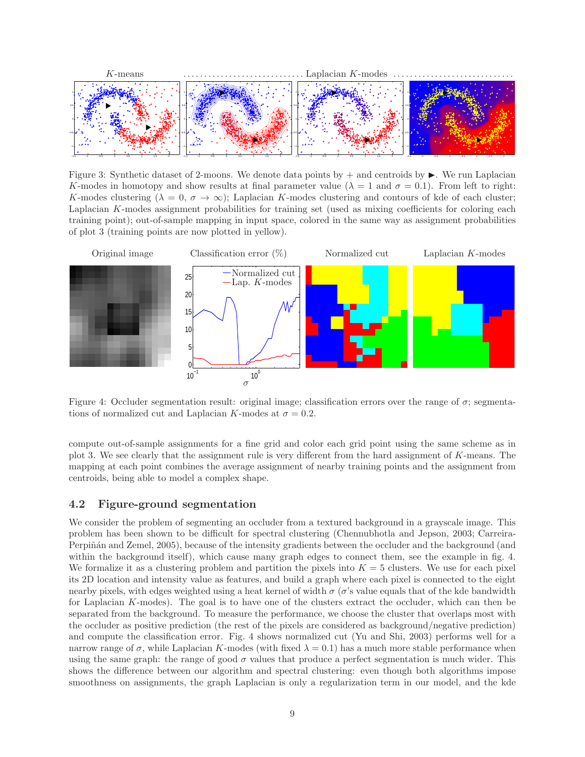Figure 3: Synthetic dataset of 2-moons. We denote data points by + and centroids by ▶. We run Laplacian $K$-modes in homotopy and show results at final parameter value ($\lambda = 1$ and $\sigma = 0.1$). From left to right: $K$-modes clustering ($\lambda = 0$, $\sigma \to \infty$); Laplacian $K$-modes clustering and contours of kde of each cluster; Laplacian $K$-modes assignment probabilities for training set (used as mixing coefficients for coloring each training point); out-of-sample mapping in input space, colored in the same way as assignment probabilities of plot 3 (training points are now plotted in yellow).

Figure 4: Occluder segmentation result: original image; classification errors over the range of $\sigma$; segmentations of normalized cut and Laplacian $K$-modes at $\sigma = 0.2$.

compute out-of-sample assignments for a fine grid and color each grid point using the same scheme as in plot 3. We see clearly that the assignment rule is very different from the hard assignment of $K$-means. The mapping at each point combines the average assignment of nearby training points and the assignment from centroids, being able to model a complex shape.

## 4.2 Figure-ground segmentation

We consider the problem of segmenting an occluder from a textured background in a grayscale image. This problem has been shown to be difficult for spectral clustering (Chennubhotla and Jepson, 2003; Carreira-Perpiñán and Zemel, 2005), because of the intensity gradients between the occluder and the background (and within the background itself), which cause many graph edges to connect them, see the example in fig. 4. We formalize it as a clustering problem and partition the pixels into $K = 5$ clusters. We use for each pixel its 2D location and intensity value as features, and build a graph where each pixel is connected to the eight nearby pixels, with edges weighted using a heat kernel of width $\sigma$ ($\sigma$'s value equals that of the kde bandwidth for Laplacian $K$-modes). The goal is to have one of the clusters extract the occluder, which can then be separated from the background. To measure the performance, we choose the cluster that overlaps most with the occluder as positive prediction (the rest of the pixels are considered as background/negative prediction) and compute the classification error. Fig. 4 shows normalized cut (Yu and Shi, 2003) performs well for a narrow range of $\sigma$, while Laplacian $K$-modes (with fixed $\lambda = 0.1$) has a much more stable performance when using the same graph: the range of good $\sigma$ values that produce a perfect segmentation is much wider. This shows the difference between our algorithm and spectral clustering: even though both algorithms impose smoothness on assignments, the graph Laplacian is only a regularization term in our model, and the kde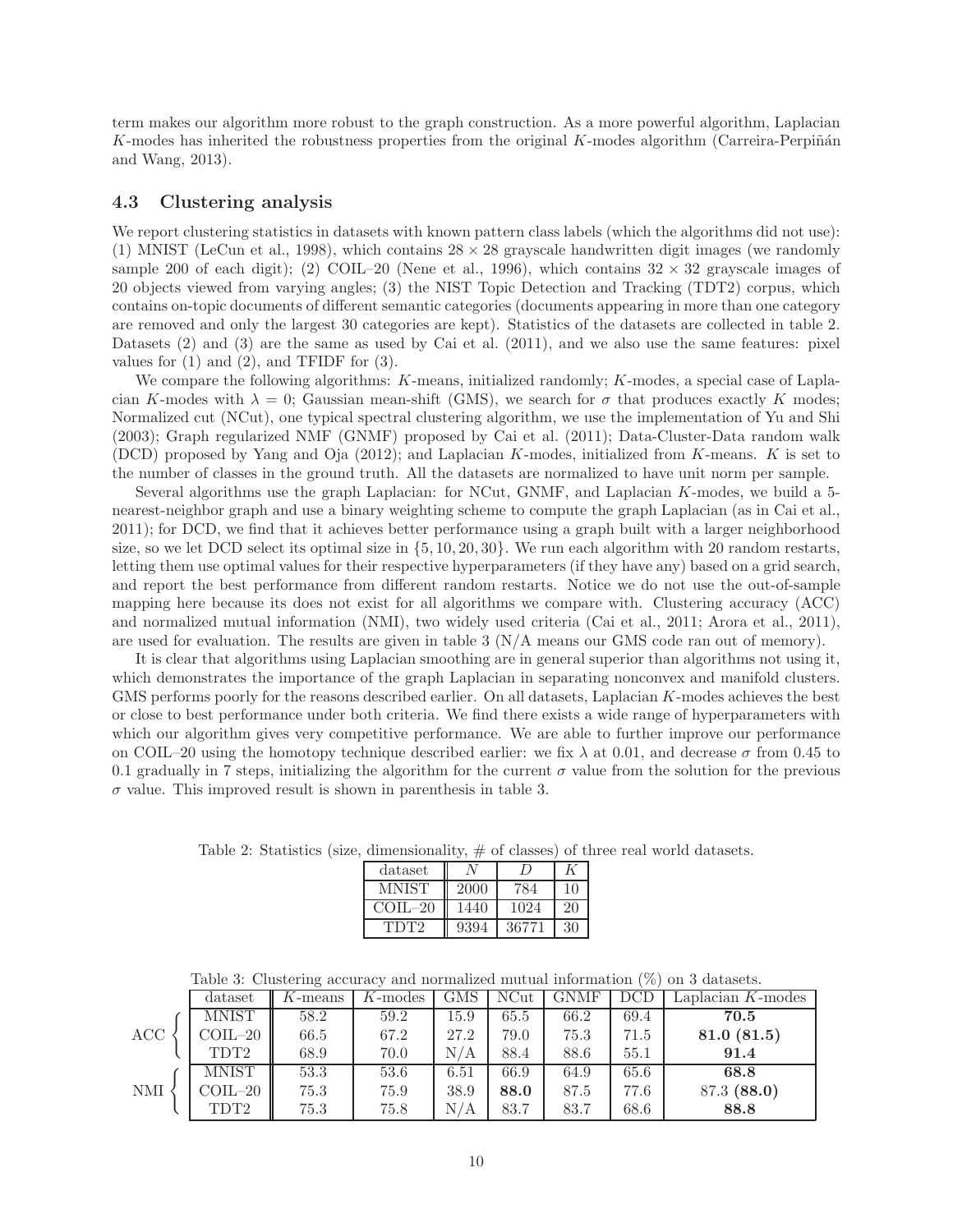term makes our algorithm more robust to the graph construction. As a more powerful algorithm, Laplacian $K$-modes has inherited the robustness properties from the original $K$-modes algorithm (Carreira-Perpiñán and Wang, 2013).

### 4.3 Clustering analysis

We report clustering statistics in datasets with known pattern class labels (which the algorithms did not use): (1) MNIST (LeCun et al., 1998), which contains $28 \times 28$ grayscale handwritten digit images (we randomly sample 200 of each digit); (2) COIL–20 (Nene et al., 1996), which contains $32 \times 32$ grayscale images of 20 objects viewed from varying angles; (3) the NIST Topic Detection and Tracking (TDT2) corpus, which contains on-topic documents of different semantic categories (documents appearing in more than one category are removed and only the largest 30 categories are kept). Statistics of the datasets are collected in table 2. Datasets (2) and (3) are the same as used by Cai et al. (2011), and we also use the same features: pixel values for (1) and (2), and TFIDF for (3).

We compare the following algorithms: $K$-means, initialized randomly; $K$-modes, a special case of Laplacian $K$-modes with $\lambda = 0$; Gaussian mean-shift (GMS), we search for $\sigma$ that produces exactly $K$ modes; Normalized cut (NCut), one typical spectral clustering algorithm, we use the implementation of Yu and Shi (2003); Graph regularized NMF (GNMF) proposed by Cai et al. (2011); Data-Cluster-Data random walk (DCD) proposed by Yang and Oja (2012); and Laplacian $K$-modes, initialized from $K$-means. $K$ is set to the number of classes in the ground truth. All the datasets are normalized to have unit norm per sample.

Several algorithms use the graph Laplacian: for NCut, GNMF, and Laplacian $K$-modes, we build a 5-nearest-neighbor graph and use a binary weighting scheme to compute the graph Laplacian (as in Cai et al., 2011); for DCD, we find that it achieves better performance using a graph built with a larger neighborhood size, so we let DCD select its optimal size in $\{5, 10, 20, 30\}$. We run each algorithm with 20 random restarts, letting them use optimal values for their respective hyperparameters (if they have any) based on a grid search, and report the best performance from different random restarts. Notice we do not use the out-of-sample mapping here because its does not exist for all algorithms we compare with. Clustering accuracy (ACC) and normalized mutual information (NMI), two widely used criteria (Cai et al., 2011; Arora et al., 2011), are used for evaluation. The results are given in table 3 (N/A means our GMS code ran out of memory).

It is clear that algorithms using Laplacian smoothing are in general superior than algorithms not using it, which demonstrates the importance of the graph Laplacian in separating nonconvex and manifold clusters. GMS performs poorly for the reasons described earlier. On all datasets, Laplacian $K$-modes achieves the best or close to best performance under both criteria. We find there exists a wide range of hyperparameters with which our algorithm gives very competitive performance. We are able to further improve our performance on COIL–20 using the homotopy technique described earlier: we fix $\lambda$ at 0.01, and decrease $\sigma$ from 0.45 to 0.1 gradually in 7 steps, initializing the algorithm for the current $\sigma$ value from the solution for the previous $\sigma$ value. This improved result is shown in parenthesis in table 3.

Table 2: Statistics (size, dimensionality, # of classes) of three real world datasets.

| dataset | $N$ | $D$ | $K$ |
|---|---|---|---|
| MNIST | 2000 | 784 | 10 |
| COIL–20 | 1440 | 1024 | 20 |
| TDT2 | 9394 | 36771 | 30 |

Table 3: Clustering accuracy and normalized mutual information (%) on 3 datasets.

| | dataset | $K$-means | $K$-modes | GMS | NCut | GNMF | DCD | Laplacian $K$-modes |
|---|---|---|---|---|---|---|---|---|
| ACC | MNIST | 58.2 | 59.2 | 15.9 | 65.5 | 66.2 | 69.4 | **70.5** |
| | COIL–20 | 66.5 | 67.2 | 27.2 | 79.0 | 75.3 | 71.5 | **81.0 (81.5)** |
| | TDT2 | 68.9 | 70.0 | N/A | 88.4 | 88.6 | 55.1 | **91.4** |
| NMI | MNIST | 53.3 | 53.6 | 6.51 | 66.9 | 64.9 | 65.6 | **68.8** |
| | COIL–20 | 75.3 | 75.9 | 38.9 | **88.0** | 87.5 | 77.6 | 87.3 **(88.0)** |
| | TDT2 | 75.3 | 75.8 | N/A | 83.7 | 83.7 | 68.6 | **88.8** |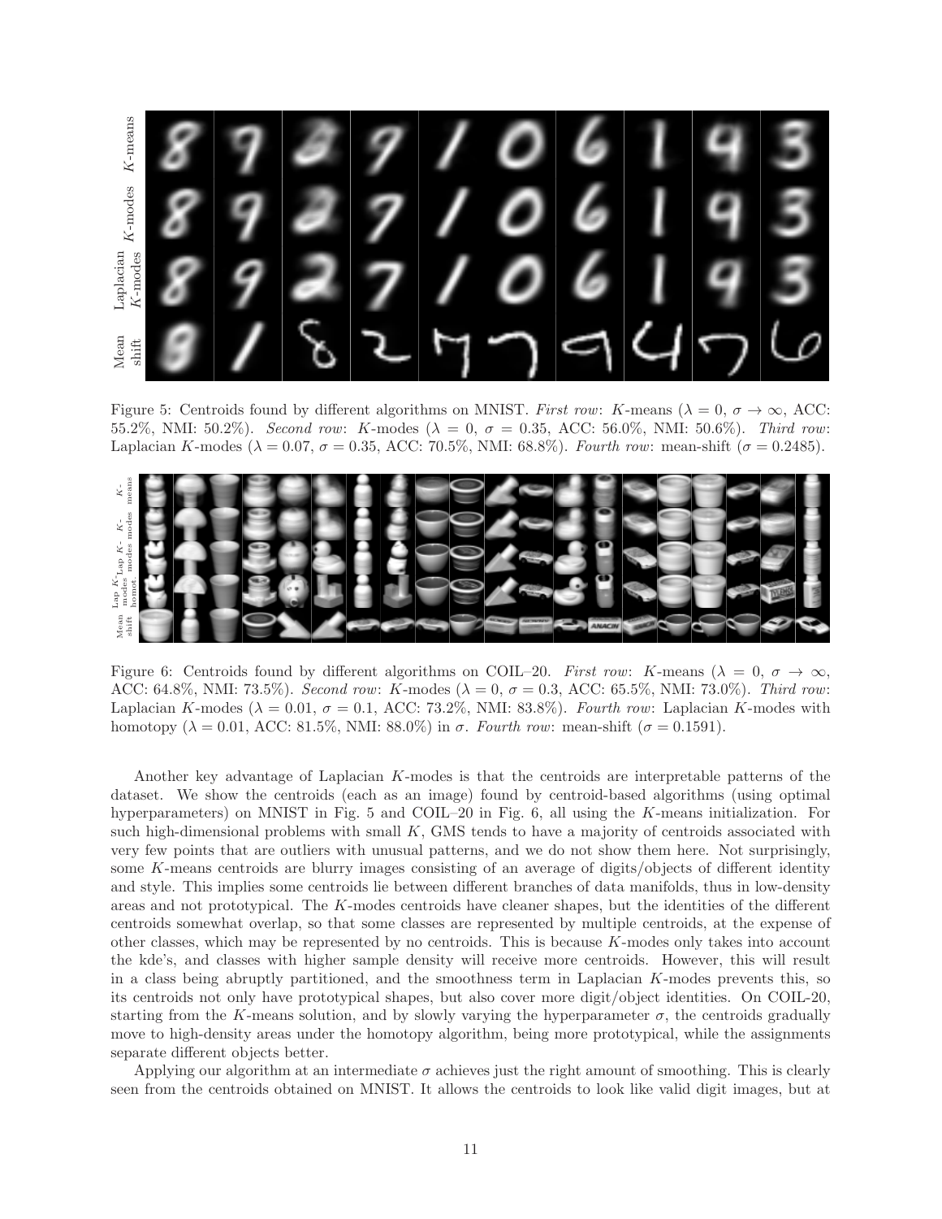Figure 5: Centroids found by different algorithms on MNIST. *First row*: $K$-means ($\lambda = 0$, $\sigma \to \infty$, ACC: 55.2%, NMI: 50.2%). *Second row*: $K$-modes ($\lambda = 0$, $\sigma = 0.35$, ACC: 56.0%, NMI: 50.6%). *Third row*: Laplacian $K$-modes ($\lambda = 0.07$, $\sigma = 0.35$, ACC: 70.5%, NMI: 68.8%). *Fourth row*: mean-shift ($\sigma = 0.2485$).

Figure 6: Centroids found by different algorithms on COIL–20. *First row*: $K$-means ($\lambda = 0$, $\sigma \to \infty$, ACC: 64.8%, NMI: 73.5%). *Second row*: $K$-modes ($\lambda = 0$, $\sigma = 0.3$, ACC: 65.5%, NMI: 73.0%). *Third row*: Laplacian $K$-modes ($\lambda = 0.01$, $\sigma = 0.1$, ACC: 73.2%, NMI: 83.8%). *Fourth row*: Laplacian $K$-modes with homotopy ($\lambda = 0.01$, ACC: 81.5%, NMI: 88.0%) in $\sigma$. *Fourth row*: mean-shift ($\sigma = 0.1591$).

Another key advantage of Laplacian $K$-modes is that the centroids are interpretable patterns of the dataset. We show the centroids (each as an image) found by centroid-based algorithms (using optimal hyperparameters) on MNIST in Fig. 5 and COIL–20 in Fig. 6, all using the $K$-means initialization. For such high-dimensional problems with small $K$, GMS tends to have a majority of centroids associated with very few points that are outliers with unusual patterns, and we do not show them here. Not surprisingly, some $K$-means centroids are blurry images consisting of an average of digits/objects of different identity and style. This implies some centroids lie between different branches of data manifolds, thus in low-density areas and not prototypical. The $K$-modes centroids have cleaner shapes, but the identities of the different centroids somewhat overlap, so that some classes are represented by multiple centroids, at the expense of other classes, which may be represented by no centroids. This is because $K$-modes only takes into account the kde's, and classes with higher sample density will receive more centroids. However, this will result in a class being abruptly partitioned, and the smoothness term in Laplacian $K$-modes prevents this, so its centroids not only have prototypical shapes, but also cover more digit/object identities. On COIL-20, starting from the $K$-means solution, and by slowly varying the hyperparameter $\sigma$, the centroids gradually move to high-density areas under the homotopy algorithm, being more prototypical, while the assignments separate different objects better.

Applying our algorithm at an intermediate $\sigma$ achieves just the right amount of smoothing. This is clearly seen from the centroids obtained on MNIST. It allows the centroids to look like valid digit images, but at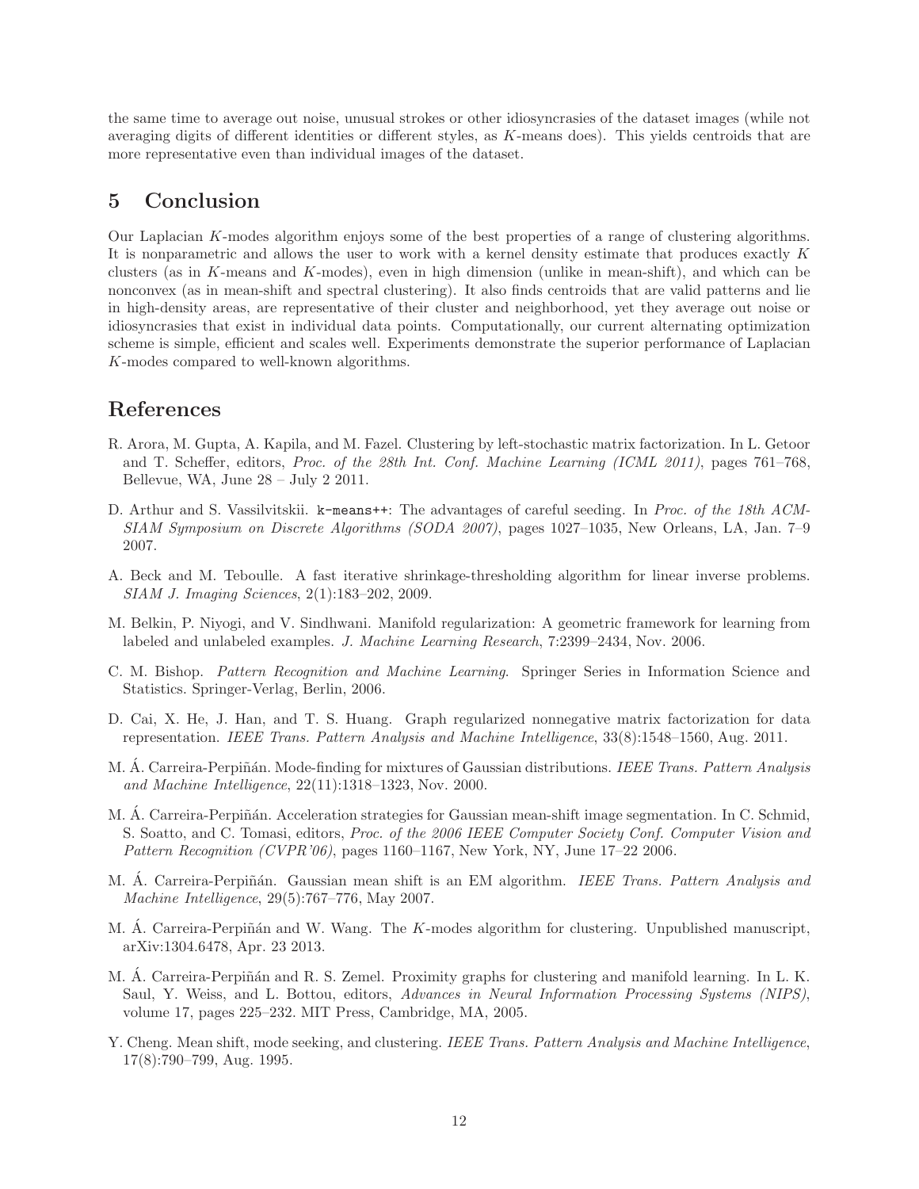the same time to average out noise, unusual strokes or other idiosyncrasies of the dataset images (while not averaging digits of different identities or different styles, as $K$-means does). This yields centroids that are more representative even than individual images of the dataset.

## 5 Conclusion

Our Laplacian $K$-modes algorithm enjoys some of the best properties of a range of clustering algorithms. It is nonparametric and allows the user to work with a kernel density estimate that produces exactly $K$ clusters (as in $K$-means and $K$-modes), even in high dimension (unlike in mean-shift), and which can be nonconvex (as in mean-shift and spectral clustering). It also finds centroids that are valid patterns and lie in high-density areas, are representative of their cluster and neighborhood, yet they average out noise or idiosyncrasies that exist in individual data points. Computationally, our current alternating optimization scheme is simple, efficient and scales well. Experiments demonstrate the superior performance of Laplacian $K$-modes compared to well-known algorithms.

## References

R. Arora, M. Gupta, A. Kapila, and M. Fazel. Clustering by left-stochastic matrix factorization. In L. Getoor and T. Scheffer, editors, *Proc. of the 28th Int. Conf. Machine Learning (ICML 2011)*, pages 761–768, Bellevue, WA, June 28 – July 2 2011.

D. Arthur and S. Vassilvitskii. `k-means++`: The advantages of careful seeding. In *Proc. of the 18th ACM-SIAM Symposium on Discrete Algorithms (SODA 2007)*, pages 1027–1035, New Orleans, LA, Jan. 7–9 2007.

A. Beck and M. Teboulle. A fast iterative shrinkage-thresholding algorithm for linear inverse problems. *SIAM J. Imaging Sciences*, 2(1):183–202, 2009.

M. Belkin, P. Niyogi, and V. Sindhwani. Manifold regularization: A geometric framework for learning from labeled and unlabeled examples. *J. Machine Learning Research*, 7:2399–2434, Nov. 2006.

C. M. Bishop. *Pattern Recognition and Machine Learning*. Springer Series in Information Science and Statistics. Springer-Verlag, Berlin, 2006.

D. Cai, X. He, J. Han, and T. S. Huang. Graph regularized nonnegative matrix factorization for data representation. *IEEE Trans. Pattern Analysis and Machine Intelligence*, 33(8):1548–1560, Aug. 2011.

M. Á. Carreira-Perpiñán. Mode-finding for mixtures of Gaussian distributions. *IEEE Trans. Pattern Analysis and Machine Intelligence*, 22(11):1318–1323, Nov. 2000.

M. Á. Carreira-Perpiñán. Acceleration strategies for Gaussian mean-shift image segmentation. In C. Schmid, S. Soatto, and C. Tomasi, editors, *Proc. of the 2006 IEEE Computer Society Conf. Computer Vision and Pattern Recognition (CVPR'06)*, pages 1160–1167, New York, NY, June 17–22 2006.

M. Á. Carreira-Perpiñán. Gaussian mean shift is an EM algorithm. *IEEE Trans. Pattern Analysis and Machine Intelligence*, 29(5):767–776, May 2007.

M. Á. Carreira-Perpiñán and W. Wang. The $K$-modes algorithm for clustering. Unpublished manuscript, arXiv:1304.6478, Apr. 23 2013.

M. Á. Carreira-Perpiñán and R. S. Zemel. Proximity graphs for clustering and manifold learning. In L. K. Saul, Y. Weiss, and L. Bottou, editors, *Advances in Neural Information Processing Systems (NIPS)*, volume 17, pages 225–232. MIT Press, Cambridge, MA, 2005.

Y. Cheng. Mean shift, mode seeking, and clustering. *IEEE Trans. Pattern Analysis and Machine Intelligence*, 17(8):790–799, Aug. 1995.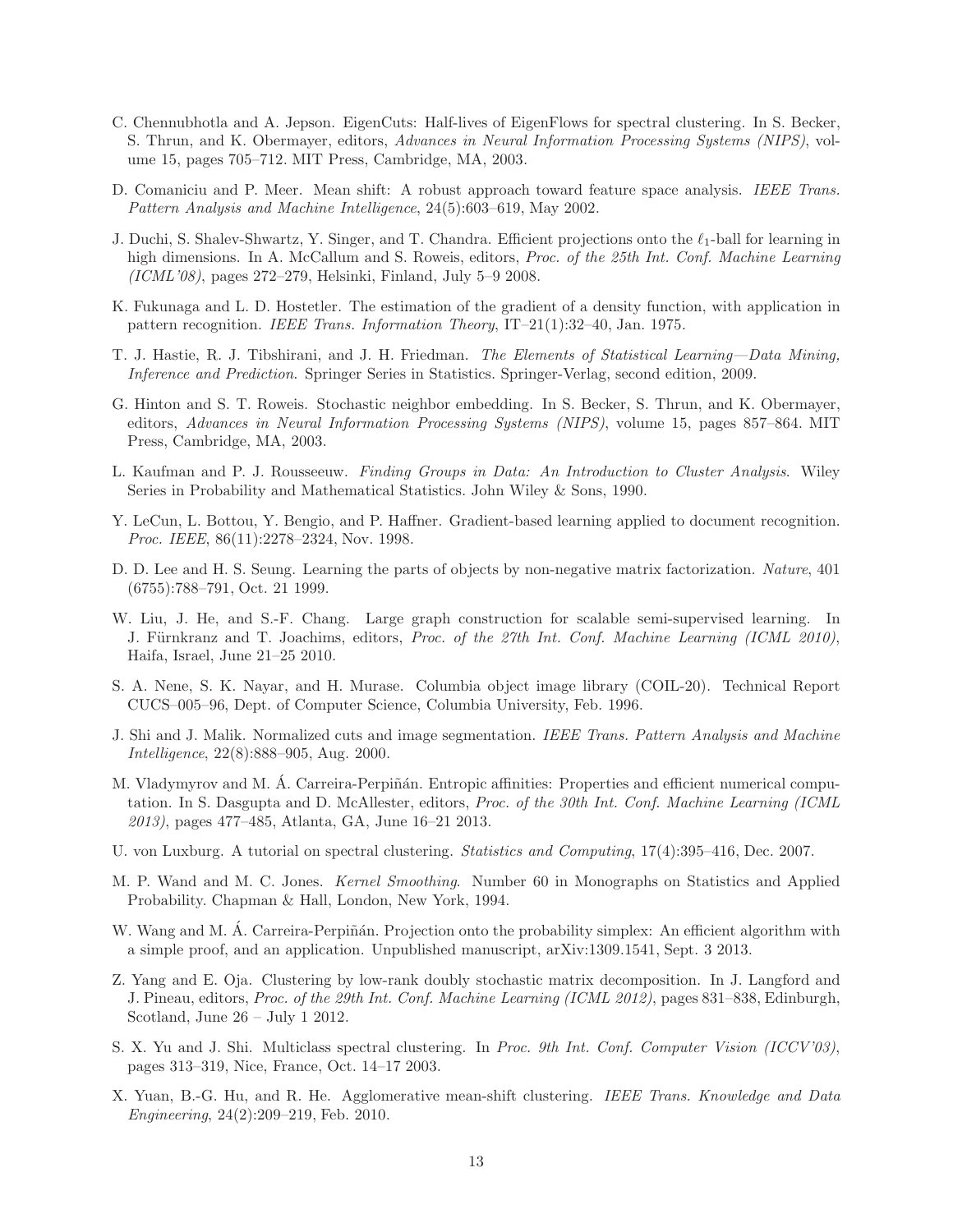C. Chennubhotla and A. Jepson. EigenCuts: Half-lives of EigenFlows for spectral clustering. In S. Becker, S. Thrun, and K. Obermayer, editors, *Advances in Neural Information Processing Systems (NIPS)*, volume 15, pages 705–712. MIT Press, Cambridge, MA, 2003.

D. Comaniciu and P. Meer. Mean shift: A robust approach toward feature space analysis. *IEEE Trans. Pattern Analysis and Machine Intelligence*, 24(5):603–619, May 2002.

J. Duchi, S. Shalev-Shwartz, Y. Singer, and T. Chandra. Efficient projections onto the $\ell_1$-ball for learning in high dimensions. In A. McCallum and S. Roweis, editors, *Proc. of the 25th Int. Conf. Machine Learning (ICML'08)*, pages 272–279, Helsinki, Finland, July 5–9 2008.

K. Fukunaga and L. D. Hostetler. The estimation of the gradient of a density function, with application in pattern recognition. *IEEE Trans. Information Theory*, IT–21(1):32–40, Jan. 1975.

T. J. Hastie, R. J. Tibshirani, and J. H. Friedman. *The Elements of Statistical Learning—Data Mining, Inference and Prediction*. Springer Series in Statistics. Springer-Verlag, second edition, 2009.

G. Hinton and S. T. Roweis. Stochastic neighbor embedding. In S. Becker, S. Thrun, and K. Obermayer, editors, *Advances in Neural Information Processing Systems (NIPS)*, volume 15, pages 857–864. MIT Press, Cambridge, MA, 2003.

L. Kaufman and P. J. Rousseeuw. *Finding Groups in Data: An Introduction to Cluster Analysis*. Wiley Series in Probability and Mathematical Statistics. John Wiley & Sons, 1990.

Y. LeCun, L. Bottou, Y. Bengio, and P. Haffner. Gradient-based learning applied to document recognition. *Proc. IEEE*, 86(11):2278–2324, Nov. 1998.

D. D. Lee and H. S. Seung. Learning the parts of objects by non-negative matrix factorization. *Nature*, 401 (6755):788–791, Oct. 21 1999.

W. Liu, J. He, and S.-F. Chang. Large graph construction for scalable semi-supervised learning. In J. Fürnkranz and T. Joachims, editors, *Proc. of the 27th Int. Conf. Machine Learning (ICML 2010)*, Haifa, Israel, June 21–25 2010.

S. A. Nene, S. K. Nayar, and H. Murase. Columbia object image library (COIL-20). Technical Report CUCS–005–96, Dept. of Computer Science, Columbia University, Feb. 1996.

J. Shi and J. Malik. Normalized cuts and image segmentation. *IEEE Trans. Pattern Analysis and Machine Intelligence*, 22(8):888–905, Aug. 2000.

M. Vladymyrov and M. Á. Carreira-Perpiñán. Entropic affinities: Properties and efficient numerical computation. In S. Dasgupta and D. McAllester, editors, *Proc. of the 30th Int. Conf. Machine Learning (ICML 2013)*, pages 477–485, Atlanta, GA, June 16–21 2013.

U. von Luxburg. A tutorial on spectral clustering. *Statistics and Computing*, 17(4):395–416, Dec. 2007.

M. P. Wand and M. C. Jones. *Kernel Smoothing*. Number 60 in Monographs on Statistics and Applied Probability. Chapman & Hall, London, New York, 1994.

W. Wang and M. Á. Carreira-Perpiñán. Projection onto the probability simplex: An efficient algorithm with a simple proof, and an application. Unpublished manuscript, arXiv:1309.1541, Sept. 3 2013.

Z. Yang and E. Oja. Clustering by low-rank doubly stochastic matrix decomposition. In J. Langford and J. Pineau, editors, *Proc. of the 29th Int. Conf. Machine Learning (ICML 2012)*, pages 831–838, Edinburgh, Scotland, June 26 – July 1 2012.

S. X. Yu and J. Shi. Multiclass spectral clustering. In *Proc. 9th Int. Conf. Computer Vision (ICCV'03)*, pages 313–319, Nice, France, Oct. 14–17 2003.

X. Yuan, B.-G. Hu, and R. He. Agglomerative mean-shift clustering. *IEEE Trans. Knowledge and Data Engineering*, 24(2):209–219, Feb. 2010.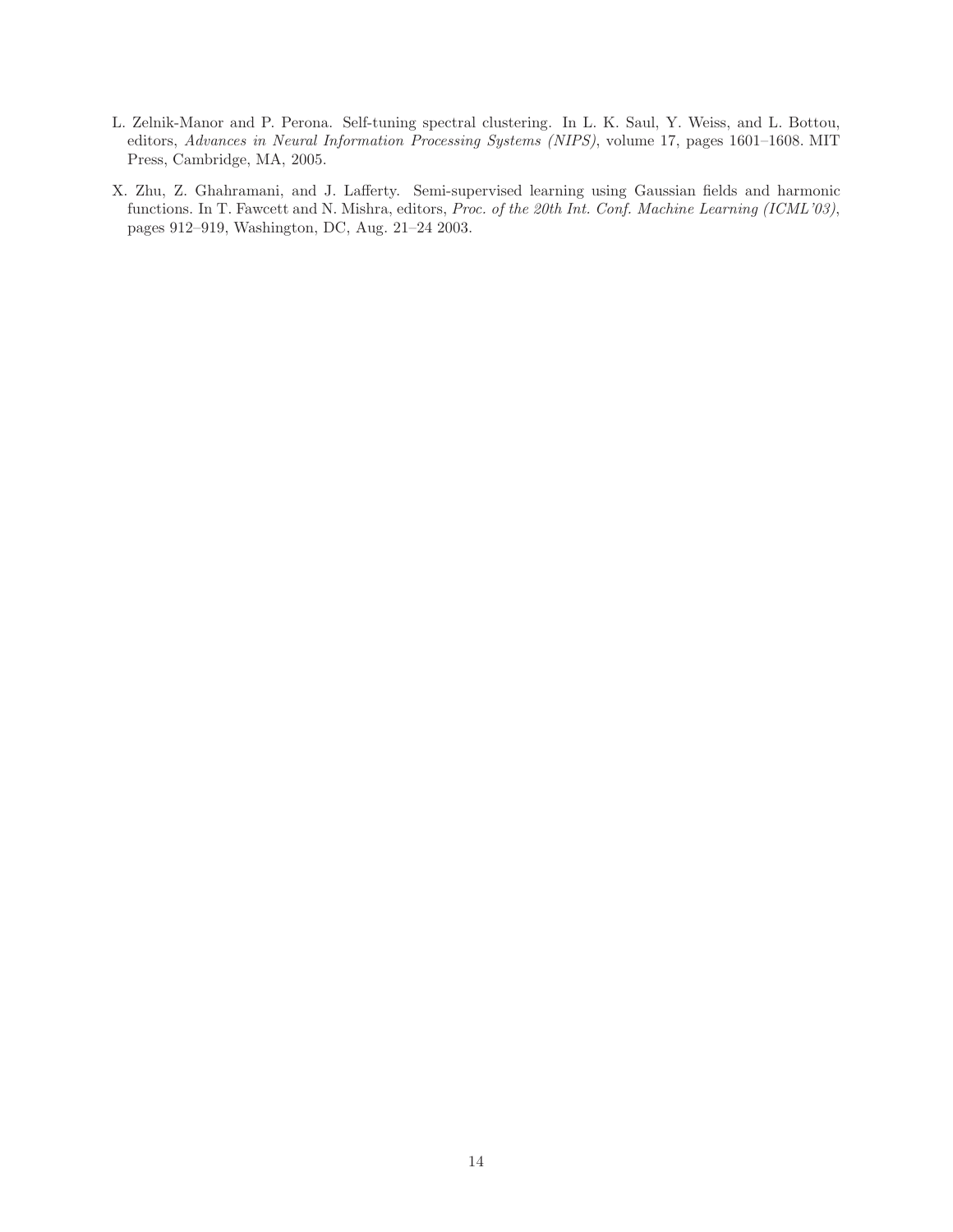L. Zelnik-Manor and P. Perona. Self-tuning spectral clustering. In L. K. Saul, Y. Weiss, and L. Bottou, editors, *Advances in Neural Information Processing Systems (NIPS)*, volume 17, pages 1601–1608. MIT Press, Cambridge, MA, 2005.

X. Zhu, Z. Ghahramani, and J. Lafferty. Semi-supervised learning using Gaussian fields and harmonic functions. In T. Fawcett and N. Mishra, editors, *Proc. of the 20th Int. Conf. Machine Learning (ICML'03)*, pages 912–919, Washington, DC, Aug. 21–24 2003.